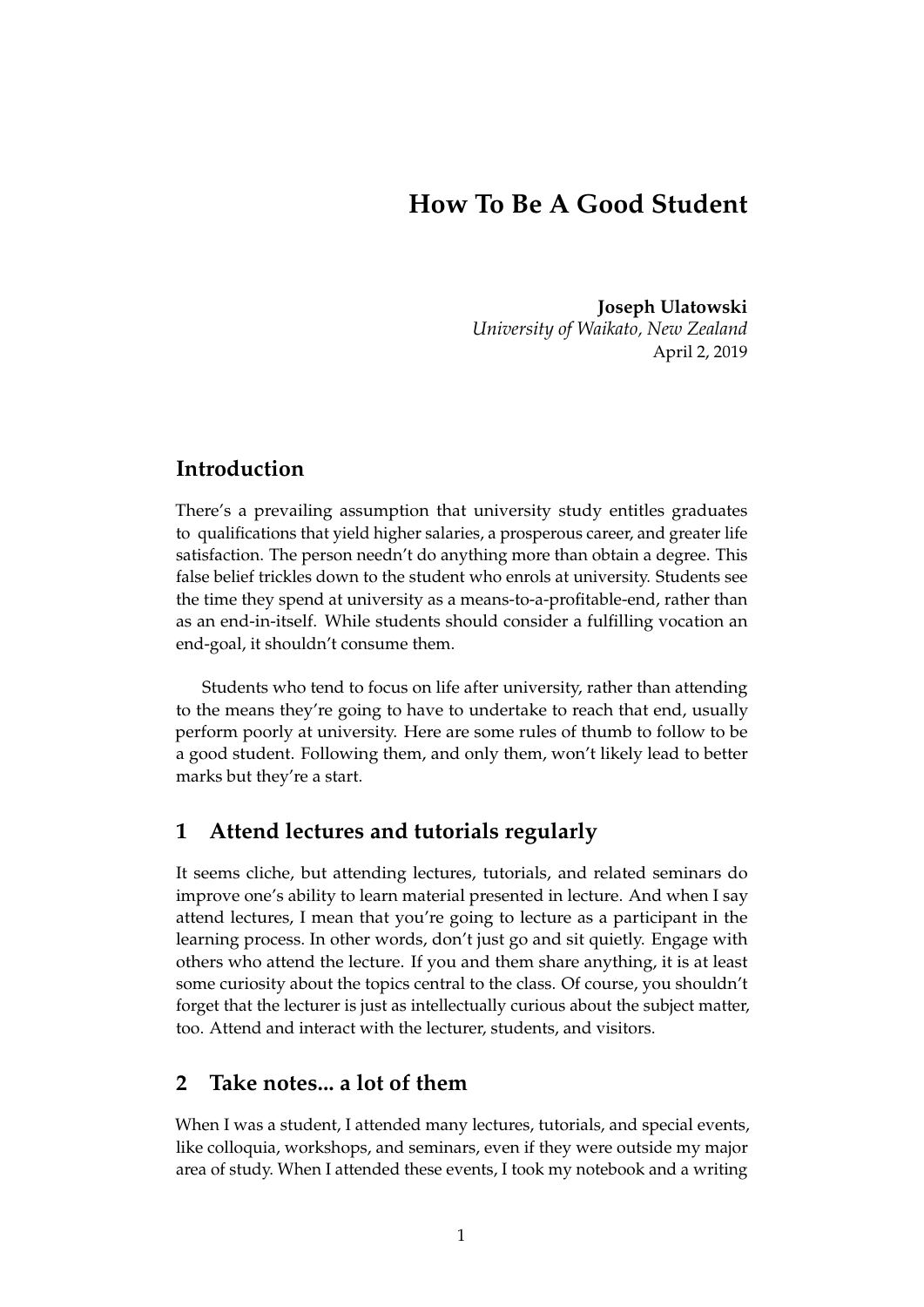# How To Be A Good Student

**Joseph Ulatowski**
*University of Waikato, New Zealand*
April 2, 2019

## Introduction

There's a prevailing assumption that university study entitles graduates to qualifications that yield higher salaries, a prosperous career, and greater life satisfaction. The person needn't do anything more than obtain a degree. This false belief trickles down to the student who enrols at university. Students see the time they spend at university as a means-to-a-profitable-end, rather than as an end-in-itself. While students should consider a fulfilling vocation an end-goal, it shouldn't consume them.

Students who tend to focus on life after university, rather than attending to the means they're going to have to undertake to reach that end, usually perform poorly at university. Here are some rules of thumb to follow to be a good student. Following them, and only them, won't likely lead to better marks but they're a start.

## 1 Attend lectures and tutorials regularly

It seems cliche, but attending lectures, tutorials, and related seminars do improve one's ability to learn material presented in lecture. And when I say attend lectures, I mean that you're going to lecture as a participant in the learning process. In other words, don't just go and sit quietly. Engage with others who attend the lecture. If you and them share anything, it is at least some curiosity about the topics central to the class. Of course, you shouldn't forget that the lecturer is just as intellectually curious about the subject matter, too. Attend and interact with the lecturer, students, and visitors.

## 2 Take notes... a lot of them

When I was a student, I attended many lectures, tutorials, and special events, like colloquia, workshops, and seminars, even if they were outside my major area of study. When I attended these events, I took my notebook and a writing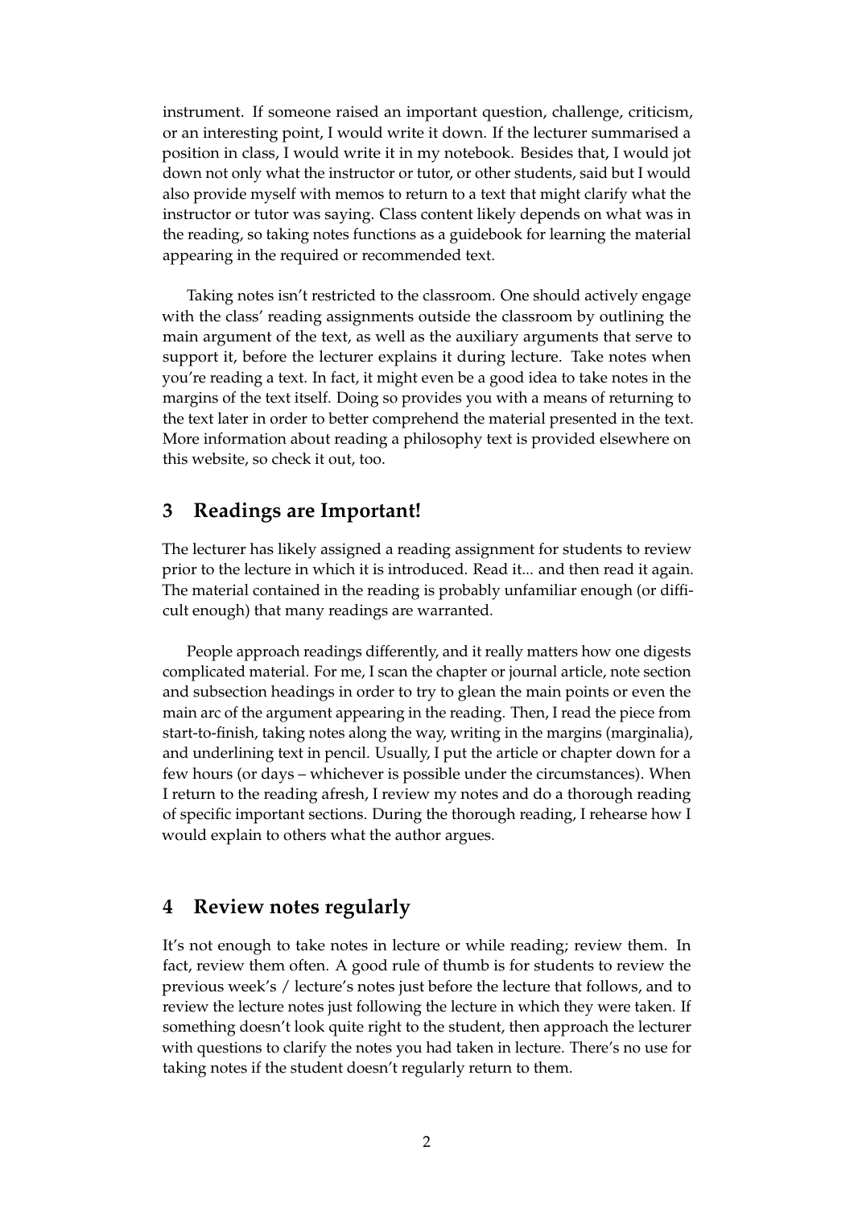instrument. If someone raised an important question, challenge, criticism, or an interesting point, I would write it down. If the lecturer summarised a position in class, I would write it in my notebook. Besides that, I would jot down not only what the instructor or tutor, or other students, said but I would also provide myself with memos to return to a text that might clarify what the instructor or tutor was saying. Class content likely depends on what was in the reading, so taking notes functions as a guidebook for learning the material appearing in the required or recommended text.

Taking notes isn't restricted to the classroom. One should actively engage with the class' reading assignments outside the classroom by outlining the main argument of the text, as well as the auxiliary arguments that serve to support it, before the lecturer explains it during lecture. Take notes when you're reading a text. In fact, it might even be a good idea to take notes in the margins of the text itself. Doing so provides you with a means of returning to the text later in order to better comprehend the material presented in the text. More information about reading a philosophy text is provided elsewhere on this website, so check it out, too.

## 3 Readings are Important!

The lecturer has likely assigned a reading assignment for students to review prior to the lecture in which it is introduced. Read it... and then read it again. The material contained in the reading is probably unfamiliar enough (or difficult enough) that many readings are warranted.

People approach readings differently, and it really matters how one digests complicated material. For me, I scan the chapter or journal article, note section and subsection headings in order to try to glean the main points or even the main arc of the argument appearing in the reading. Then, I read the piece from start-to-finish, taking notes along the way, writing in the margins (marginalia), and underlining text in pencil. Usually, I put the article or chapter down for a few hours (or days – whichever is possible under the circumstances). When I return to the reading afresh, I review my notes and do a thorough reading of specific important sections. During the thorough reading, I rehearse how I would explain to others what the author argues.

## 4 Review notes regularly

It's not enough to take notes in lecture or while reading; review them. In fact, review them often. A good rule of thumb is for students to review the previous week's / lecture's notes just before the lecture that follows, and to review the lecture notes just following the lecture in which they were taken. If something doesn't look quite right to the student, then approach the lecturer with questions to clarify the notes you had taken in lecture. There's no use for taking notes if the student doesn't regularly return to them.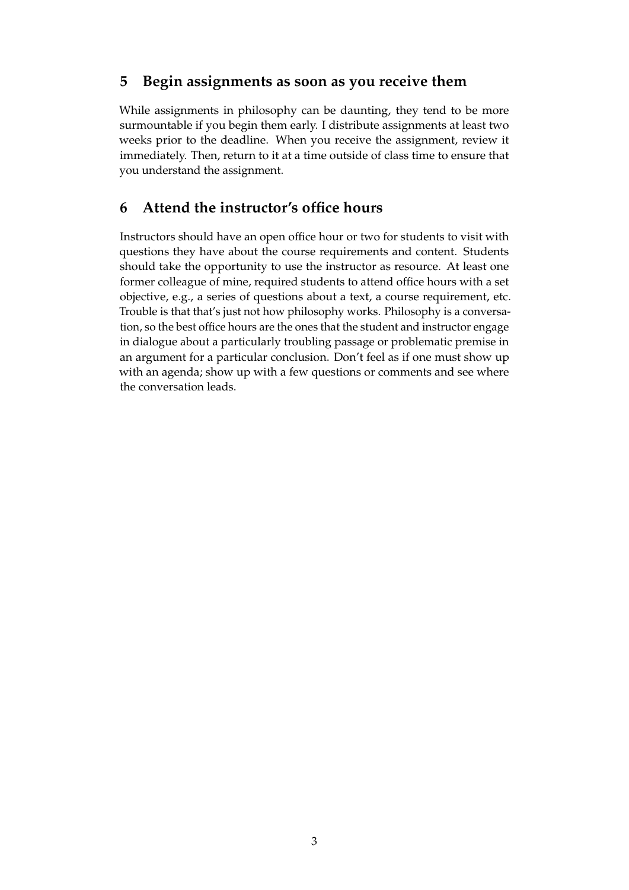## 5 Begin assignments as soon as you receive them

While assignments in philosophy can be daunting, they tend to be more surmountable if you begin them early. I distribute assignments at least two weeks prior to the deadline. When you receive the assignment, review it immediately. Then, return to it at a time outside of class time to ensure that you understand the assignment.

## 6 Attend the instructor's office hours

Instructors should have an open office hour or two for students to visit with questions they have about the course requirements and content. Students should take the opportunity to use the instructor as resource. At least one former colleague of mine, required students to attend office hours with a set objective, e.g., a series of questions about a text, a course requirement, etc. Trouble is that that's just not how philosophy works. Philosophy is a conversation, so the best office hours are the ones that the student and instructor engage in dialogue about a particularly troubling passage or problematic premise in an argument for a particular conclusion. Don't feel as if one must show up with an agenda; show up with a few questions or comments and see where the conversation leads.